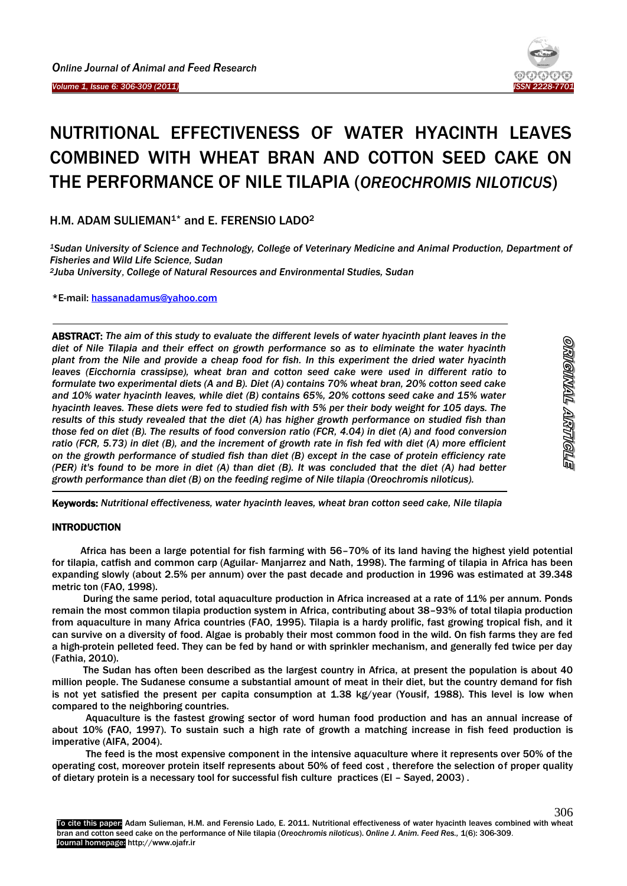# NUTRITIONAL EFFECTIVENESS OF WATER HYACINTH LEAVES COMBINED WITH WHEAT BRAN AND COTTON SEED CAKE ON THE PERFORMANCE OF NILE TILAPIA (*OREOCHROMIS NILOTICUS*)

H.M. ADAM SULIEMAN[1]* and E. FERENSIO LADO[2]

*[1]Sudan University of Science and Technology, College of Veterinary Medicine and Animal Production, Department of Fisheries and Wild Life Science, Sudan*
*[2]Juba University, College of Natural Resources and Environmental Studies, Sudan*

*E-mail: hassanadamus@yahoo.com

**ABSTRACT:** *The aim of this study to evaluate the different levels of water hyacinth plant leaves in the diet of Nile Tilapia and their effect on growth performance so as to eliminate the water hyacinth plant from the Nile and provide a cheap food for fish. In this experiment the dried water hyacinth leaves (Eicchornia crassipse), wheat bran and cotton seed cake were used in different ratio to formulate two experimental diets (A and B). Diet (A) contains 70% wheat bran, 20% cotton seed cake and 10% water hyacinth leaves, while diet (B) contains 65%, 20% cottons seed cake and 15% water hyacinth leaves. These diets were fed to studied fish with 5% per their body weight for 105 days. The results of this study revealed that the diet (A) has higher growth performance on studied fish than those fed on diet (B). The results of food conversion ratio (FCR, 4.04) in diet (A) and food conversion ratio (FCR, 5.73) in diet (B), and the increment of growth rate in fish fed with diet (A) more efficient on the growth performance of studied fish than diet (B) except in the case of protein efficiency rate (PER) it's found to be more in diet (A) than diet (B). It was concluded that the diet (A) had better growth performance than diet (B) on the feeding regime of Nile tilapia (Oreochromis niloticus).*

**Keywords:** *Nutritional effectiveness, water hyacinth leaves, wheat bran cotton seed cake, Nile tilapia*

## INTRODUCTION

Africa has been a large potential for fish farming with 56–70% of its land having the highest yield potential for tilapia, catfish and common carp (Aguilar- Manjarrez and Nath, 1998). The farming of tilapia in Africa has been expanding slowly (about 2.5% per annum) over the past decade and production in 1996 was estimated at 39.348 metric ton (FAO, 1998).

During the same period, total aquaculture production in Africa increased at a rate of 11% per annum. Ponds remain the most common tilapia production system in Africa, contributing about 38–93% of total tilapia production from aquaculture in many Africa countries (FAO, 1995). Tilapia is a hardy prolific, fast growing tropical fish, and it can survive on a diversity of food. Algae is probably their most common food in the wild. On fish farms they are fed a high-protein pelleted feed. They can be fed by hand or with sprinkler mechanism, and generally fed twice per day (Fathia, 2010).

The Sudan has often been described as the largest country in Africa, at present the population is about 40 million people. The Sudanese consume a substantial amount of meat in their diet, but the country demand for fish is not yet satisfied the present per capita consumption at 1.38 kg/year (Yousif, 1988). This level is low when compared to the neighboring countries.

Aquaculture is the fastest growing sector of word human food production and has an annual increase of about 10% (FAO, 1997). To sustain such a high rate of growth a matching increase in fish feed production is imperative (AIFA, 2004).

The feed is the most expensive component in the intensive aquaculture where it represents over 50% of the operating cost, moreover protein itself represents about 50% of feed cost , therefore the selection of proper quality of dietary protein is a necessary tool for successful fish culture practices (El – Sayed, 2003) .

To cite this paper: Adam Sulieman, H.M. and Ferensio Lado, E. 2011. Nutritional effectiveness of water hyacinth leaves combined with wheat bran and cotton seed cake on the performance of Nile tilapia (*Oreochromis niloticus*). *Online J. Anim. Feed Res.,* 1(6): 306-309.
Journal homepage: http://www.ojafr.ir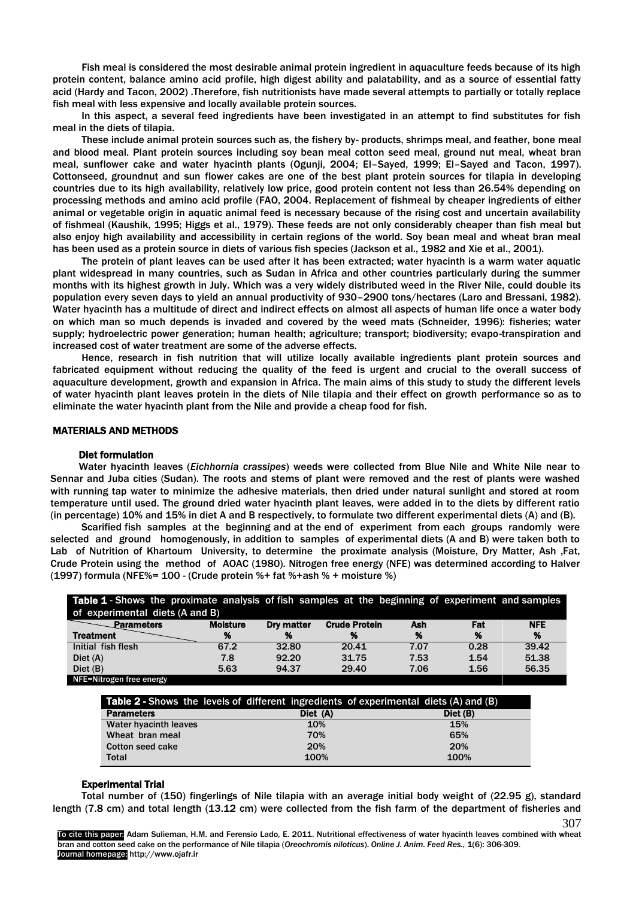Fish meal is considered the most desirable animal protein ingredient in aquaculture feeds because of its high protein content, balance amino acid profile, high digest ability and palatability, and as a source of essential fatty acid (Hardy and Tacon, 2002) .Therefore, fish nutritionists have made several attempts to partially or totally replace fish meal with less expensive and locally available protein sources.

In this aspect, a several feed ingredients have been investigated in an attempt to find substitutes for fish meal in the diets of tilapia.

These include animal protein sources such as, the fishery by- products, shrimps meal, and feather, bone meal and blood meal. Plant protein sources including soy bean meal cotton seed meal, ground nut meal, wheat bran meal, sunflower cake and water hyacinth plants (Ogunji, 2004; El–Sayed, 1999; El–Sayed and Tacon, 1997). Cottonseed, groundnut and sun flower cakes are one of the best plant protein sources for tilapia in developing countries due to its high availability, relatively low price, good protein content not less than 26.54% depending on processing methods and amino acid profile (FAO, 2004. Replacement of fishmeal by cheaper ingredients of either animal or vegetable origin in aquatic animal feed is necessary because of the rising cost and uncertain availability of fishmeal (Kaushik, 1995; Higgs et al., 1979). These feeds are not only considerably cheaper than fish meal but also enjoy high availability and accessibility in certain regions of the world. Soy bean meal and wheat bran meal has been used as a protein source in diets of various fish species (Jackson et al., 1982 and Xie et al., 2001).

The protein of plant leaves can be used after it has been extracted; water hyacinth is a warm water aquatic plant widespread in many countries, such as Sudan in Africa and other countries particularly during the summer months with its highest growth in July. Which was a very widely distributed weed in the River Nile, could double its population every seven days to yield an annual productivity of 930–2900 tons/hectares (Laro and Bressani, 1982). Water hyacinth has a multitude of direct and indirect effects on almost all aspects of human life once a water body on which man so much depends is invaded and covered by the weed mats (Schneider, 1996): fisheries; water supply; hydroelectric power generation; human health; agriculture; transport; biodiversity; evapo-transpiration and increased cost of water treatment are some of the adverse effects.

Hence, research in fish nutrition that will utilize locally available ingredients plant protein sources and fabricated equipment without reducing the quality of the feed is urgent and crucial to the overall success of aquaculture development, growth and expansion in Africa. The main aims of this study to study the different levels of water hyacinth plant leaves protein in the diets of Nile tilapia and their effect on growth performance so as to eliminate the water hyacinth plant from the Nile and provide a cheap food for fish.

## MATERIALS AND METHODS

### Diet formulation

Water hyacinth leaves (*Eichhornia crassipes*) weeds were collected from Blue Nile and White Nile near to Sennar and Juba cities (Sudan). The roots and stems of plant were removed and the rest of plants were washed with running tap water to minimize the adhesive materials, then dried under natural sunlight and stored at room temperature until used. The ground dried water hyacinth plant leaves, were added in to the diets by different ratio (in percentage) 10% and 15% in diet A and B respectively, to formulate two different experimental diets (A) and (B).

Scarified fish samples at the beginning and at the end of experiment from each groups randomly were selected and ground homogenously, in addition to samples of experimental diets (A and B) were taken both to Lab of Nutrition of Khartoum University, to determine the proximate analysis (Moisture, Dry Matter, Ash ,Fat, Crude Protein using the method of AOAC (1980). Nitrogen free energy (NFE) was determined according to Halver (1997) formula (NFE%= 100 - (Crude protein %+ fat %+ash % + moisture %)

**Table 1** - Shows the proximate analysis of fish samples at the beginning of experiment and samples of experimental diets (A and B)

| Parameters / Treatment | Moisture % | Dry matter % | Crude Protein % | Ash % | Fat % | NFE % |
|---|---|---|---|---|---|---|
| Initial fish flesh | 67.2 | 32.80 | 20.41 | 7.07 | 0.28 | 39.42 |
| Diet (A) | 7.8 | 92.20 | 31.75 | 7.53 | 1.54 | 51.38 |
| Diet (B) | 5.63 | 94.37 | 29.40 | 7.06 | 1.56 | 56.35 |

NFE=Nitrogen free energy

**Table 2** - Shows the levels of different ingredients of experimental diets (A) and (B)

| Parameters | Diet (A) | Diet (B) |
|---|---|---|
| Water hyacinth leaves | 10% | 15% |
| Wheat bran meal | 70% | 65% |
| Cotton seed cake | 20% | 20% |
| Total | 100% | 100% |

### Experimental Trial

Total number of (150) fingerlings of Nile tilapia with an average initial body weight of (22.95 g), standard length (7.8 cm) and total length (13.12 cm) were collected from the fish farm of the department of fisheries and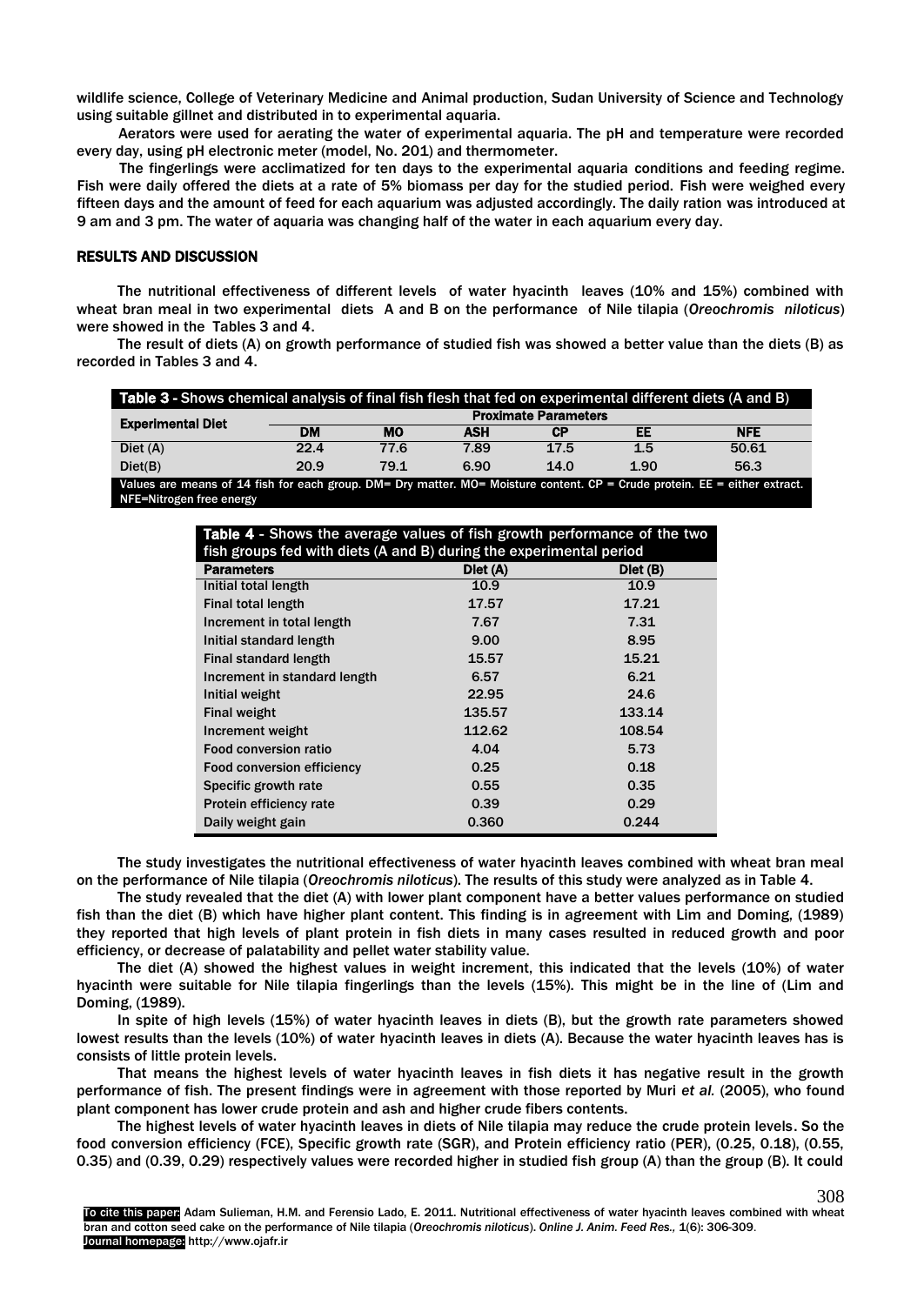wildlife science, College of Veterinary Medicine and Animal production, Sudan University of Science and Technology using suitable gillnet and distributed in to experimental aquaria.

Aerators were used for aerating the water of experimental aquaria. The pH and temperature were recorded every day, using pH electronic meter (model, No. 201) and thermometer.

The fingerlings were acclimatized for ten days to the experimental aquaria conditions and feeding regime. Fish were daily offered the diets at a rate of 5% biomass per day for the studied period. Fish were weighed every fifteen days and the amount of feed for each aquarium was adjusted accordingly. The daily ration was introduced at 9 am and 3 pm. The water of aquaria was changing half of the water in each aquarium every day.

## RESULTS AND DISCUSSION

The nutritional effectiveness of different levels of water hyacinth leaves (10% and 15%) combined with wheat bran meal in two experimental diets A and B on the performance of Nile tilapia (*Oreochromis niloticus*) were showed in the Tables 3 and 4.

The result of diets (A) on growth performance of studied fish was showed a better value than the diets (B) as recorded in Tables 3 and 4.

**Table 3** - Shows chemical analysis of final fish flesh that fed on experimental different diets (A and B)

| Experimental Diet | Proximate Parameters | | | | | |
|---|---|---|---|---|---|---|
| | DM | MO | ASH | CP | EE | NFE |
| Diet (A) | 22.4 | 77.6 | 7.89 | 17.5 | 1.5 | 50.61 |
| Diet(B) | 20.9 | 79.1 | 6.90 | 14.0 | 1.90 | 56.3 |

Values are means of 14 fish for each group. DM= Dry matter. MO= Moisture content. CP = Crude protein. EE = either extract. NFE=Nitrogen free energy

**Table 4** - Shows the average values of fish growth performance of the two fish groups fed with diets (A and B) during the experimental period

| Parameters | Diet (A) | Diet (B) |
|---|---|---|
| Initial total length | 10.9 | 10.9 |
| Final total length | 17.57 | 17.21 |
| Increment in total length | 7.67 | 7.31 |
| Initial standard length | 9.00 | 8.95 |
| Final standard length | 15.57 | 15.21 |
| Increment in standard length | 6.57 | 6.21 |
| Initial weight | 22.95 | 24.6 |
| Final weight | 135.57 | 133.14 |
| Increment weight | 112.62 | 108.54 |
| Food conversion ratio | 4.04 | 5.73 |
| Food conversion efficiency | 0.25 | 0.18 |
| Specific growth rate | 0.55 | 0.35 |
| Protein efficiency rate | 0.39 | 0.29 |
| Daily weight gain | 0.360 | 0.244 |

The study investigates the nutritional effectiveness of water hyacinth leaves combined with wheat bran meal on the performance of Nile tilapia (*Oreochromis niloticus*). The results of this study were analyzed as in Table 4.

The study revealed that the diet (A) with lower plant component have a better values performance on studied fish than the diet (B) which have higher plant content. This finding is in agreement with Lim and Doming, (1989) they reported that high levels of plant protein in fish diets in many cases resulted in reduced growth and poor efficiency, or decrease of palatability and pellet water stability value.

The diet (A) showed the highest values in weight increment, this indicated that the levels (10%) of water hyacinth were suitable for Nile tilapia fingerlings than the levels (15%). This might be in the line of (Lim and Doming, (1989).

In spite of high levels (15%) of water hyacinth leaves in diets (B), but the growth rate parameters showed lowest results than the levels (10%) of water hyacinth leaves in diets (A). Because the water hyacinth leaves has is consists of little protein levels.

That means the highest levels of water hyacinth leaves in fish diets it has negative result in the growth performance of fish. The present findings were in agreement with those reported by Muri *et al.* (2005), who found plant component has lower crude protein and ash and higher crude fibers contents.

The highest levels of water hyacinth leaves in diets of Nile tilapia may reduce the crude protein levels. So the food conversion efficiency (FCE), Specific growth rate (SGR), and Protein efficiency ratio (PER), (0.25, 0.18), (0.55, 0.35) and (0.39, 0.29) respectively values were recorded higher in studied fish group (A) than the group (B). It could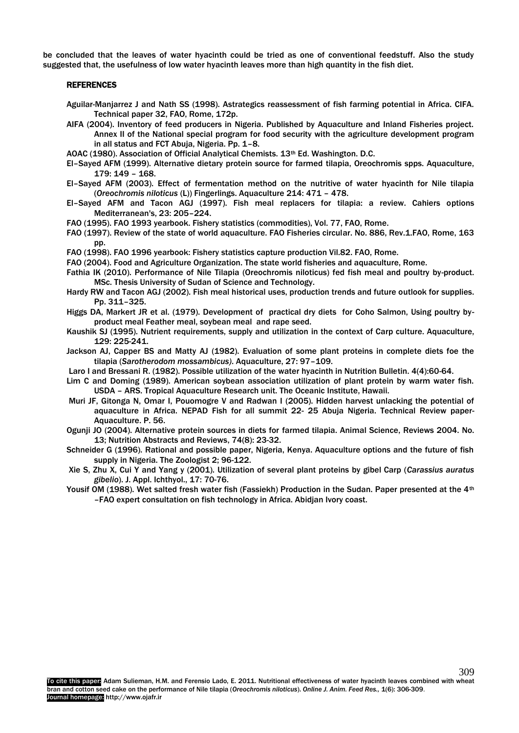be concluded that the leaves of water hyacinth could be tried as one of conventional feedstuff. Also the study suggested that, the usefulness of low water hyacinth leaves more than high quantity in the fish diet.

## REFERENCES

Aguilar-Manjarrez J and Nath SS (1998). Astrategics reassessment of fish farming potential in Africa. CIFA. Technical paper 32, FAO, Rome, 172p.

AIFA (2004). Inventory of feed producers in Nigeria. Published by Aquaculture and Inland Fisheries project. Annex II of the National special program for food security with the agriculture development program in all status and FCT Abuja, Nigeria. Pp. 1–8.

AOAC (1980). Association of Official Analytical Chemists. 13th Ed. Washington. D.C.

El–Sayed AFM (1999). Alternative dietary protein source for farmed tilapia, Oreochromis spps. Aquaculture, 179: 149 – 168.

El–Sayed AFM (2003). Effect of fermentation method on the nutritive of water hyacinth for Nile tilapia (*Oreochromis niloticus* (L)) Fingerlings. Aquaculture 214: 471 – 478.

El–Sayed AFM and Tacon AGJ (1997). Fish meal replacers for tilapia: a review. Cahiers options Mediterranean's, 23: 205–224.

FAO (1995). FAO 1993 yearbook. Fishery statistics (commodities), Vol. 77, FAO, Rome.

FAO (1997). Review of the state of world aquaculture. FAO Fisheries circular. No. 886, Rev.1.FAO, Rome, 163 pp.

FAO (1998). FAO 1996 yearbook: Fishery statistics capture production Vil.82. FAO, Rome.

FAO (2004). Food and Agriculture Organization. The state world fisheries and aquaculture, Rome.

Fathia IK (2010). Performance of Nile Tilapia (Oreochromis niloticus) fed fish meal and poultry by-product. MSc. Thesis University of Sudan of Science and Technology.

Hardy RW and Tacon AGJ (2002). Fish meal historical uses, production trends and future outlook for supplies. Pp. 311–325.

Higgs DA, Markert JR et al. (1979). Development of practical dry diets for Coho Salmon, Using poultry by-product meal Feather meal, soybean meal and rape seed.

Kaushik SJ (1995). Nutrient requirements, supply and utilization in the context of Carp culture. Aquaculture, 129: 225-241.

Jackson AJ, Capper BS and Matty AJ (1982). Evaluation of some plant proteins in complete diets foe the tilapia (*Sarotherodom mossambicus)*. Aquaculture, 27: 97–109.

Laro I and Bressani R. (1982). Possible utilization of the water hyacinth in Nutrition Bulletin. 4(4):60-64.

Lim C and Doming (1989). American soybean association utilization of plant protein by warm water fish. USDA – ARS. Tropical Aquaculture Research unit. The Oceanic Institute, Hawaii.

Muri JF, Gitonga N, Omar I, Pouomogre V and Radwan I (2005). Hidden harvest unlacking the potential of aquaculture in Africa. NEPAD Fish for all summit 22- 25 Abuja Nigeria. Technical Review paper-Aquaculture. P. 56.

Ogunji JO (2004). Alternative protein sources in diets for farmed tilapia. Animal Science, Reviews 2004. No. 13; Nutrition Abstracts and Reviews, 74(8): 23-32.

Schneider G (1996). Rational and possible paper, Nigeria, Kenya. Aquaculture options and the future of fish supply in Nigeria. The Zoologist 2; 96-122.

Xie S, Zhu X, Cui Y and Yang y (2001). Utilization of several plant proteins by gibel Carp (*Carassius auratus gibelio*). J. Appl. Ichthyol., 17: 70-76.

Yousif OM (1988). Wet salted fresh water fish (Fassiekh) Production in the Sudan. Paper presented at the 4th –FAO expert consultation on fish technology in Africa. Abidjan Ivory coast.

To cite this paper: Adam Sulieman, H.M. and Ferensio Lado, E. 2011. Nutritional effectiveness of water hyacinth leaves combined with wheat bran and cotton seed cake on the performance of Nile tilapia (*Oreochromis niloticus*). *Online J. Anim. Feed Res.,* 1(6): 306-309.
Journal homepage: http://www.ojafr.ir